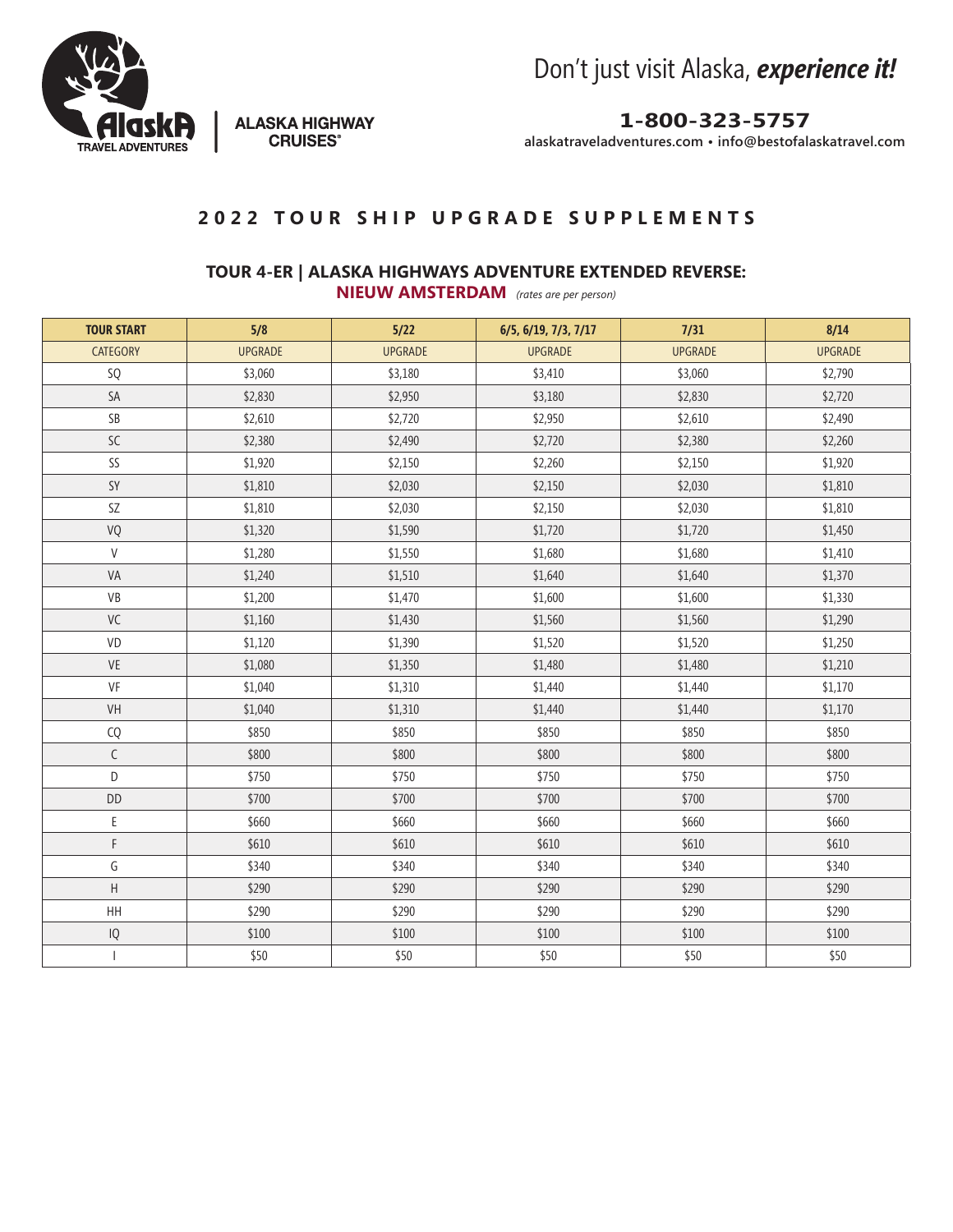ALASKA HIGHWAY CRUISES®

Alaska TRAVEL ADVENTURES

Don't just visit Alaska, ***experience it!***

**1-800-323-5757**

alaskatraveladventures.com • info@bestofalaskatravel.com

## 2022 TOUR SHIP UPGRADE SUPPLEMENTS

### TOUR 4-ER | ALASKA HIGHWAYS ADVENTURE EXTENDED REVERSE:

**NIEUW AMSTERDAM** *(rates are per person)*

| TOUR START | 5/8 | 5/22 | 6/5, 6/19, 7/3, 7/17 | 7/31 | 8/14 |
|---|---|---|---|---|---|
| CATEGORY | UPGRADE | UPGRADE | UPGRADE | UPGRADE | UPGRADE |
| SQ | $3,060 | $3,180 | $3,410 | $3,060 | $2,790 |
| SA | $2,830 | $2,950 | $3,180 | $2,830 | $2,720 |
| SB | $2,610 | $2,720 | $2,950 | $2,610 | $2,490 |
| SC | $2,380 | $2,490 | $2,720 | $2,380 | $2,260 |
| SS | $1,920 | $2,150 | $2,260 | $2,150 | $1,920 |
| SY | $1,810 | $2,030 | $2,150 | $2,030 | $1,810 |
| SZ | $1,810 | $2,030 | $2,150 | $2,030 | $1,810 |
| VQ | $1,320 | $1,590 | $1,720 | $1,720 | $1,450 |
| V | $1,280 | $1,550 | $1,680 | $1,680 | $1,410 |
| VA | $1,240 | $1,510 | $1,640 | $1,640 | $1,370 |
| VB | $1,200 | $1,470 | $1,600 | $1,600 | $1,330 |
| VC | $1,160 | $1,430 | $1,560 | $1,560 | $1,290 |
| VD | $1,120 | $1,390 | $1,520 | $1,520 | $1,250 |
| VE | $1,080 | $1,350 | $1,480 | $1,480 | $1,210 |
| VF | $1,040 | $1,310 | $1,440 | $1,440 | $1,170 |
| VH | $1,040 | $1,310 | $1,440 | $1,440 | $1,170 |
| CQ | $850 | $850 | $850 | $850 | $850 |
| C | $800 | $800 | $800 | $800 | $800 |
| D | $750 | $750 | $750 | $750 | $750 |
| DD | $700 | $700 | $700 | $700 | $700 |
| E | $660 | $660 | $660 | $660 | $660 |
| F | $610 | $610 | $610 | $610 | $610 |
| G | $340 | $340 | $340 | $340 | $340 |
| H | $290 | $290 | $290 | $290 | $290 |
| HH | $290 | $290 | $290 | $290 | $290 |
| IQ | $100 | $100 | $100 | $100 | $100 |
| I | $50 | $50 | $50 | $50 | $50 |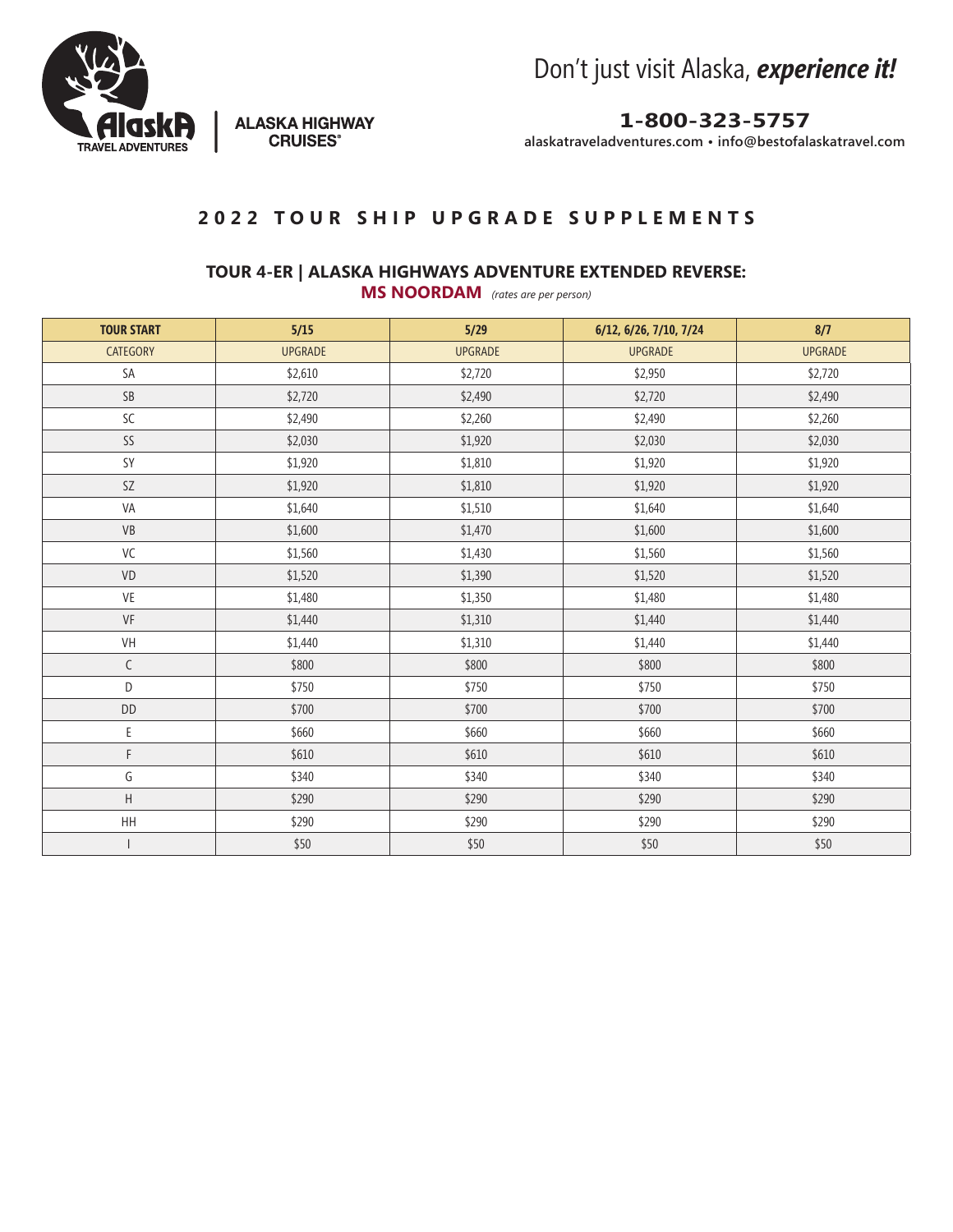Don't just visit Alaska, ***experience it!***

**1-800-323-5757**

alaskatraveladventures.com • info@bestofalaskatravel.com

## 2022 TOUR SHIP UPGRADE SUPPLEMENTS

### TOUR 4-ER | ALASKA HIGHWAYS ADVENTURE EXTENDED REVERSE:

**MS NOORDAM** *(rates are per person)*

| TOUR START | 5/15 | 5/29 | 6/12, 6/26, 7/10, 7/24 | 8/7 |
|---|---|---|---|---|
| CATEGORY | UPGRADE | UPGRADE | UPGRADE | UPGRADE |
| SA | $2,610 | $2,720 | $2,950 | $2,720 |
| SB | $2,720 | $2,490 | $2,720 | $2,490 |
| SC | $2,490 | $2,260 | $2,490 | $2,260 |
| SS | $2,030 | $1,920 | $2,030 | $2,030 |
| SY | $1,920 | $1,810 | $1,920 | $1,920 |
| SZ | $1,920 | $1,810 | $1,920 | $1,920 |
| VA | $1,640 | $1,510 | $1,640 | $1,640 |
| VB | $1,600 | $1,470 | $1,600 | $1,600 |
| VC | $1,560 | $1,430 | $1,560 | $1,560 |
| VD | $1,520 | $1,390 | $1,520 | $1,520 |
| VE | $1,480 | $1,350 | $1,480 | $1,480 |
| VF | $1,440 | $1,310 | $1,440 | $1,440 |
| VH | $1,440 | $1,310 | $1,440 | $1,440 |
| C | $800 | $800 | $800 | $800 |
| D | $750 | $750 | $750 | $750 |
| DD | $700 | $700 | $700 | $700 |
| E | $660 | $660 | $660 | $660 |
| F | $610 | $610 | $610 | $610 |
| G | $340 | $340 | $340 | $340 |
| H | $290 | $290 | $290 | $290 |
| HH | $290 | $290 | $290 | $290 |
| I | $50 | $50 | $50 | $50 |